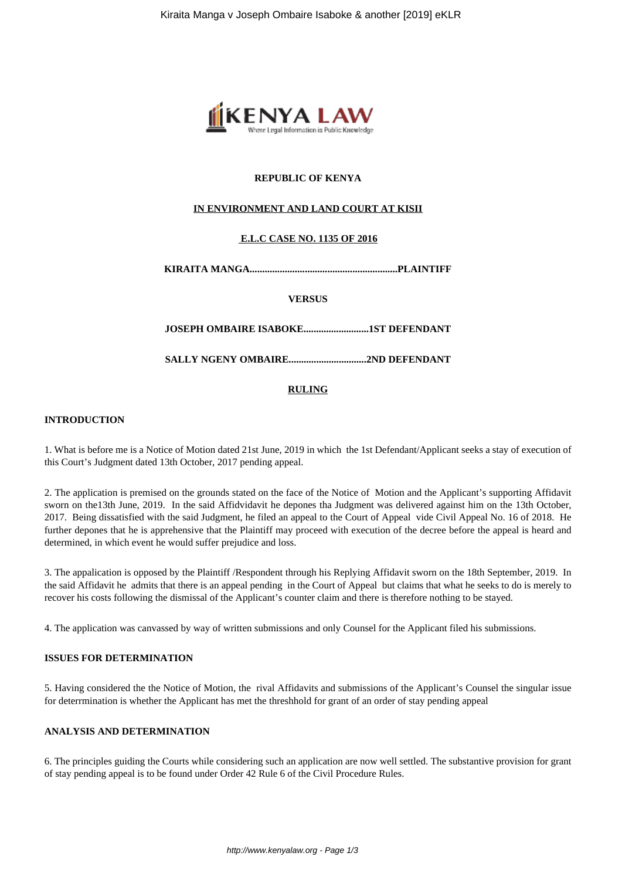**REPUBLIC OF KENYA**

**IN ENVIRONMENT AND LAND COURT AT KISII**

**E.L.C CASE NO. 1135 OF 2016**

**KIRAITA MANGA...........................................................PLAINTIFF**

**VERSUS**

**JOSEPH OMBAIRE ISABOKE..........................1ST DEFENDANT**

**SALLY NGENY OMBAIRE...............................2ND DEFENDANT**

**RULING**

**INTRODUCTION**

1. What is before me is a Notice of Motion dated 21st June, 2019 in which the 1st Defendant/Applicant seeks a stay of execution of this Court's Judgment dated 13th October, 2017 pending appeal.

2. The application is premised on the grounds stated on the face of the Notice of Motion and the Applicant's supporting Affidavit sworn on the13th June, 2019. In the said Affidvidavit he depones tha Judgment was delivered against him on the 13th October, 2017. Being dissatisfied with the said Judgment, he filed an appeal to the Court of Appeal vide Civil Appeal No. 16 of 2018. He further depones that he is apprehensive that the Plaintiff may proceed with execution of the decree before the appeal is heard and determined, in which event he would suffer prejudice and loss.

3. The appalication is opposed by the Plaintiff /Respondent through his Replying Affidavit sworn on the 18th September, 2019. In the said Affidavit he admits that there is an appeal pending in the Court of Appeal but claims that what he seeks to do is merely to recover his costs following the dismissal of the Applicant's counter claim and there is therefore nothing to be stayed.

4. The application was canvassed by way of written submissions and only Counsel for the Applicant filed his submissions.

**ISSUES FOR DETERMINATION**

5. Having considered the the Notice of Motion, the rival Affidavits and submissions of the Applicant's Counsel the singular issue for deterrmination is whether the Applicant has met the threshhold for grant of an order of stay pending appeal

**ANALYSIS AND DETERMINATION**

6. The principles guiding the Courts while considering such an application are now well settled. The substantive provision for grant of stay pending appeal is to be found under Order 42 Rule 6 of the Civil Procedure Rules.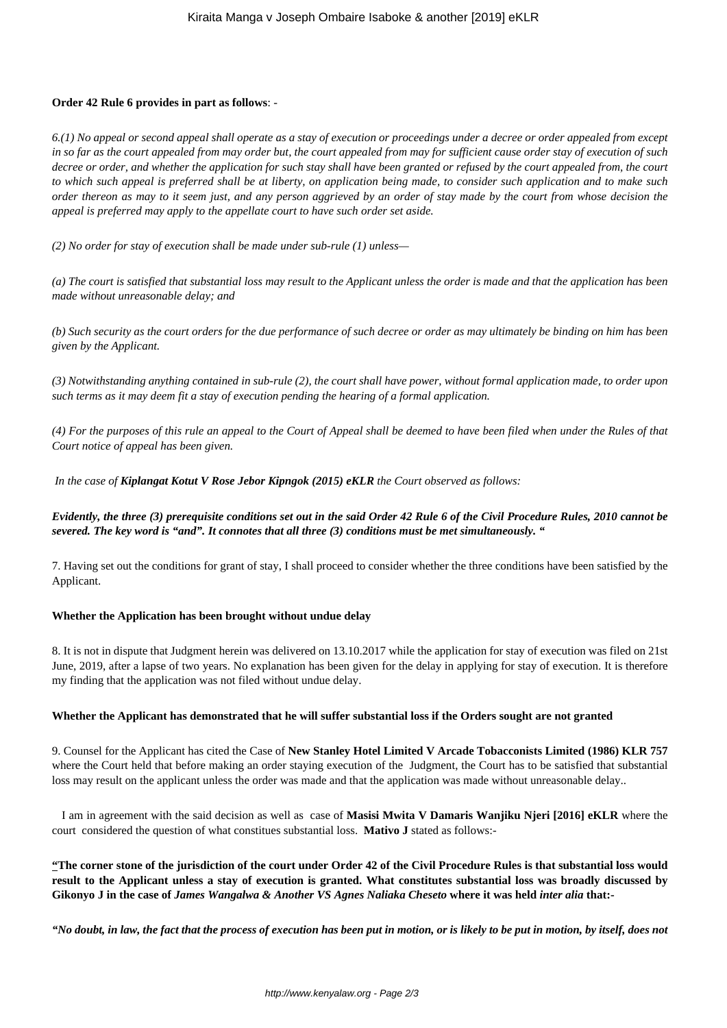**Order 42 Rule 6 provides in part as follows**: -

*6.(1) No appeal or second appeal shall operate as a stay of execution or proceedings under a decree or order appealed from except in so far as the court appealed from may order but, the court appealed from may for sufficient cause order stay of execution of such decree or order, and whether the application for such stay shall have been granted or refused by the court appealed from, the court to which such appeal is preferred shall be at liberty, on application being made, to consider such application and to make such order thereon as may to it seem just, and any person aggrieved by an order of stay made by the court from whose decision the appeal is preferred may apply to the appellate court to have such order set aside.*

*(2) No order for stay of execution shall be made under sub-rule (1) unless—*

*(a) The court is satisfied that substantial loss may result to the Applicant unless the order is made and that the application has been made without unreasonable delay; and*

*(b) Such security as the court orders for the due performance of such decree or order as may ultimately be binding on him has been given by the Applicant.*

*(3) Notwithstanding anything contained in sub-rule (2), the court shall have power, without formal application made, to order upon such terms as it may deem fit a stay of execution pending the hearing of a formal application.*

*(4) For the purposes of this rule an appeal to the Court of Appeal shall be deemed to have been filed when under the Rules of that Court notice of appeal has been given.*

*In the case of **Kiplangat Kotut V Rose Jebor Kipngok (2015) eKLR** the Court observed as follows:*

***Evidently, the three (3) prerequisite conditions set out in the said Order 42 Rule 6 of the Civil Procedure Rules, 2010 cannot be severed. The key word is "and". It connotes that all three (3) conditions must be met simultaneously. "***

7. Having set out the conditions for grant of stay, I shall proceed to consider whether the three conditions have been satisfied by the Applicant.

**Whether the Application has been brought without undue delay**

8. It is not in dispute that Judgment herein was delivered on 13.10.2017 while the application for stay of execution was filed on 21st June, 2019, after a lapse of two years. No explanation has been given for the delay in applying for stay of execution. It is therefore my finding that the application was not filed without undue delay.

**Whether the Applicant has demonstrated that he will suffer substantial loss if the Orders sought are not granted**

9. Counsel for the Applicant has cited the Case of **New Stanley Hotel Limited V Arcade Tobacconists Limited (1986) KLR 757** where the Court held that before making an order staying execution of the Judgment, the Court has to be satisfied that substantial loss may result on the applicant unless the order was made and that the application was made without unreasonable delay..

I am in agreement with the said decision as well as case of **Masisi Mwita V Damaris Wanjiku Njeri [2016] eKLR** where the court considered the question of what constitues substantial loss. **Mativo J** stated as follows:-

**"The corner stone of the jurisdiction of the court under Order 42 of the Civil Procedure Rules is that substantial loss would result to the Applicant unless a stay of execution is granted. What constitutes substantial loss was broadly discussed by Gikonyo J in the case of *James Wangalwa & Another VS Agnes Naliaka Cheseto* where it was held *inter alia* that:-**

***"No doubt, in law, the fact that the process of execution has been put in motion, or is likely to be put in motion, by itself, does not***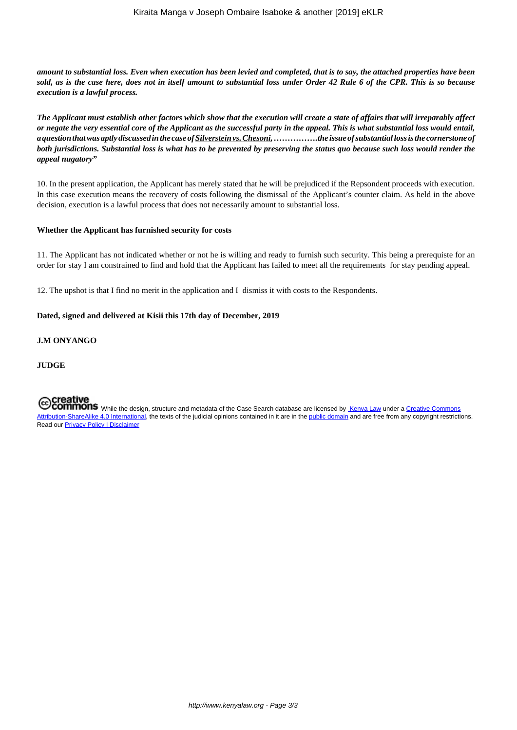***amount to substantial loss. Even when execution has been levied and completed, that is to say, the attached properties have been sold, as is the case here, does not in itself amount to substantial loss under Order 42 Rule 6 of the CPR. This is so because execution is a lawful process.***

***The Applicant must establish other factors which show that the execution will create a state of affairs that will irreparably affect or negate the very essential core of the Applicant as the successful party in the appeal. This is what substantial loss would entail, a question that was aptly discussed in the case of <u>Silverstein vs. Chesoni</u>, …………….the issue of substantial loss is the cornerstone of both jurisdictions. Substantial loss is what has to be prevented by preserving the status quo because such loss would render the appeal nugatory"***

10. In the present application, the Applicant has merely stated that he will be prejudiced if the Repsondent proceeds with execution. In this case execution means the recovery of costs following the dismissal of the Applicant's counter claim. As held in the above decision, execution is a lawful process that does not necessarily amount to substantial loss.

**Whether the Applicant has furnished security for costs**

11. The Applicant has not indicated whether or not he is willing and ready to furnish such security. This being a prerequiste for an order for stay I am constrained to find and hold that the Applicant has failed to meet all the requirements for stay pending appeal.

12. The upshot is that I find no merit in the application and I dismiss it with costs to the Respondents.

**Dated, signed and delivered at Kisii this 17th day of December, 2019**

**J.M ONYANGO**

**JUDGE**

While the design, structure and metadata of the Case Search database are licensed by Kenya Law under a Creative Commons Attribution-ShareAlike 4.0 International, the texts of the judicial opinions contained in it are in the public domain and are free from any copyright restrictions. Read our Privacy Policy | Disclaimer